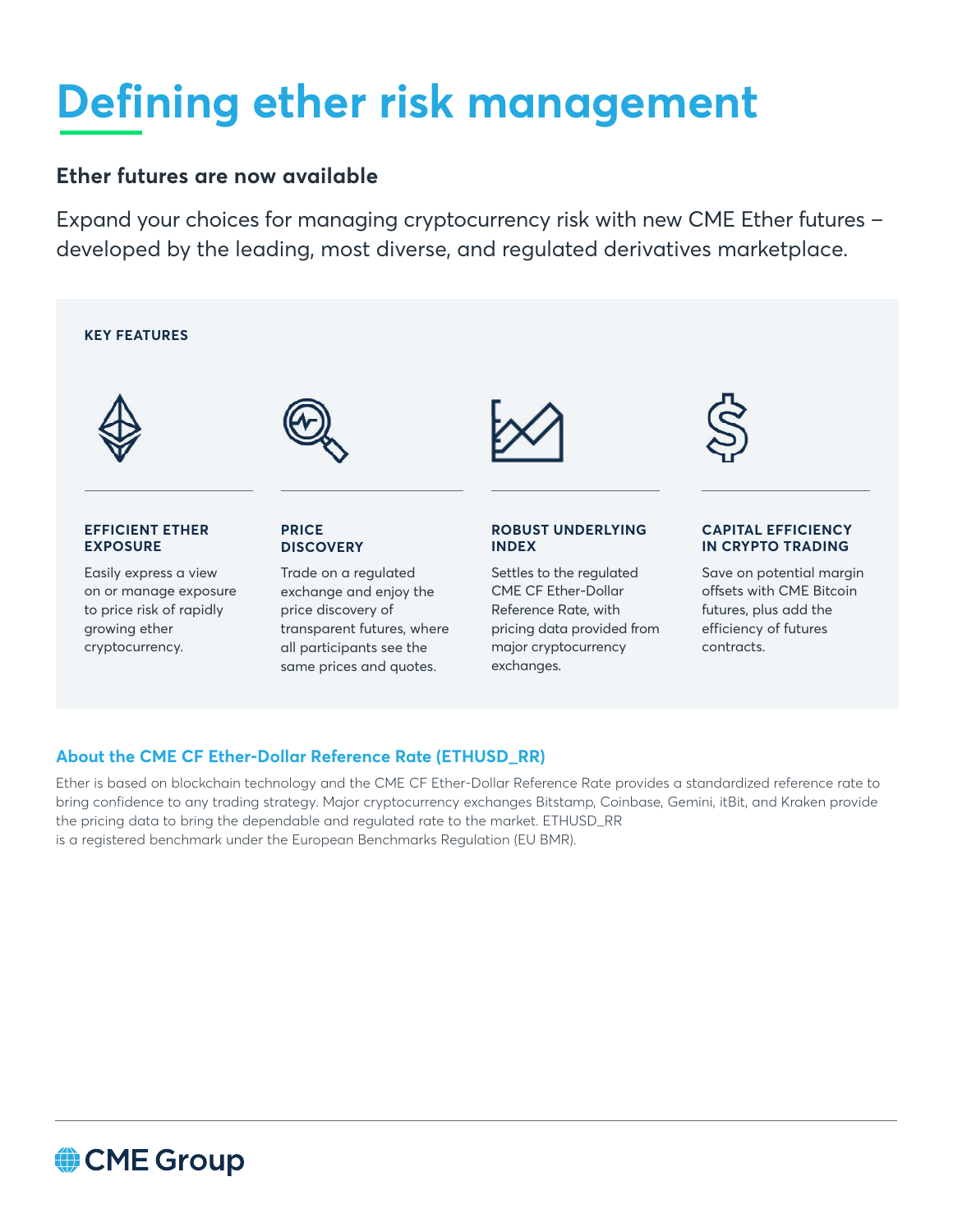# Defining ether risk management

## Ether futures are now available

Expand your choices for managing cryptocurrency risk with new CME Ether futures – developed by the leading, most diverse, and regulated derivatives marketplace.

### KEY FEATURES

**EFFICIENT ETHER EXPOSURE**

Easily express a view on or manage exposure to price risk of rapidly growing ether cryptocurrency.

**PRICE DISCOVERY**

Trade on a regulated exchange and enjoy the price discovery of transparent futures, where all participants see the same prices and quotes.

**ROBUST UNDERLYING INDEX**

Settles to the regulated CME CF Ether-Dollar Reference Rate, with pricing data provided from major cryptocurrency exchanges.

**CAPITAL EFFICIENCY IN CRYPTO TRADING**

Save on potential margin offsets with CME Bitcoin futures, plus add the efficiency of futures contracts.

### About the CME CF Ether-Dollar Reference Rate (ETHUSD_RR)

Ether is based on blockchain technology and the CME CF Ether-Dollar Reference Rate provides a standardized reference rate to bring confidence to any trading strategy. Major cryptocurrency exchanges Bitstamp, Coinbase, Gemini, itBit, and Kraken provide the pricing data to bring the dependable and regulated rate to the market. ETHUSD_RR is a registered benchmark under the European Benchmarks Regulation (EU BMR).

CME Group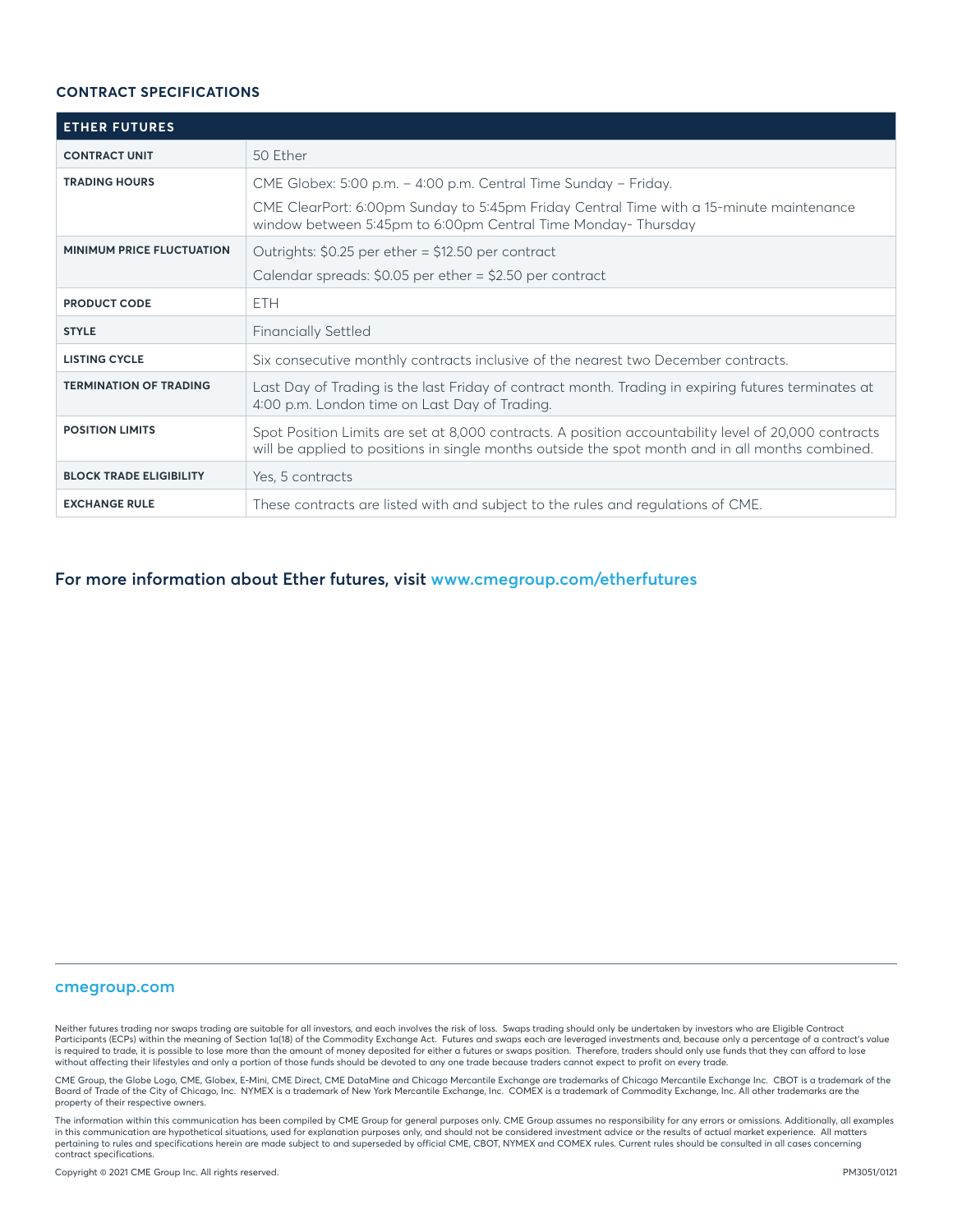## CONTRACT SPECIFICATIONS

| ETHER FUTURES | |
|---|---|
| **CONTRACT UNIT** | 50 Ether |
| **TRADING HOURS** | CME Globex: 5:00 p.m. – 4:00 p.m. Central Time Sunday – Friday.<br>CME ClearPort: 6:00pm Sunday to 5:45pm Friday Central Time with a 15-minute maintenance window between 5:45pm to 6:00pm Central Time Monday- Thursday |
| **MINIMUM PRICE FLUCTUATION** | Outrights: $0.25 per ether = $12.50 per contract<br>Calendar spreads: $0.05 per ether = $2.50 per contract |
| **PRODUCT CODE** | ETH |
| **STYLE** | Financially Settled |
| **LISTING CYCLE** | Six consecutive monthly contracts inclusive of the nearest two December contracts. |
| **TERMINATION OF TRADING** | Last Day of Trading is the last Friday of contract month. Trading in expiring futures terminates at 4:00 p.m. London time on Last Day of Trading. |
| **POSITION LIMITS** | Spot Position Limits are set at 8,000 contracts. A position accountability level of 20,000 contracts will be applied to positions in single months outside the spot month and in all months combined. |
| **BLOCK TRADE ELIGIBILITY** | Yes, 5 contracts |
| **EXCHANGE RULE** | These contracts are listed with and subject to the rules and regulations of CME. |

**For more information about Ether futures, visit www.cmegroup.com/etherfutures**

cmegroup.com

Neither futures trading nor swaps trading are suitable for all investors, and each involves the risk of loss. Swaps trading should only be undertaken by investors who are Eligible Contract Participants (ECPs) within the meaning of Section 1a(18) of the Commodity Exchange Act. Futures and swaps each are leveraged investments and, because only a percentage of a contract's value is required to trade, it is possible to lose more than the amount of money deposited for either a futures or swaps position. Therefore, traders should only use funds that they can afford to lose without affecting their lifestyles and only a portion of those funds should be devoted to any one trade because traders cannot expect to profit on every trade.

CME Group, the Globe Logo, CME, Globex, E-Mini, CME Direct, CME DataMine and Chicago Mercantile Exchange are trademarks of Chicago Mercantile Exchange Inc. CBOT is a trademark of the Board of Trade of the City of Chicago, Inc. NYMEX is a trademark of New York Mercantile Exchange, Inc. COMEX is a trademark of Commodity Exchange, Inc. All other trademarks are the property of their respective owners.

The information within this communication has been compiled by CME Group for general purposes only. CME Group assumes no responsibility for any errors or omissions. Additionally, all examples in this communication are hypothetical situations, used for explanation purposes only, and should not be considered investment advice or the results of actual market experience. All matters pertaining to rules and specifications herein are made subject to and superseded by official CME, CBOT, NYMEX and COMEX rules. Current rules should be consulted in all cases concerning contract specifications.

Copyright © 2021 CME Group Inc. All rights reserved.

PM3051/0121